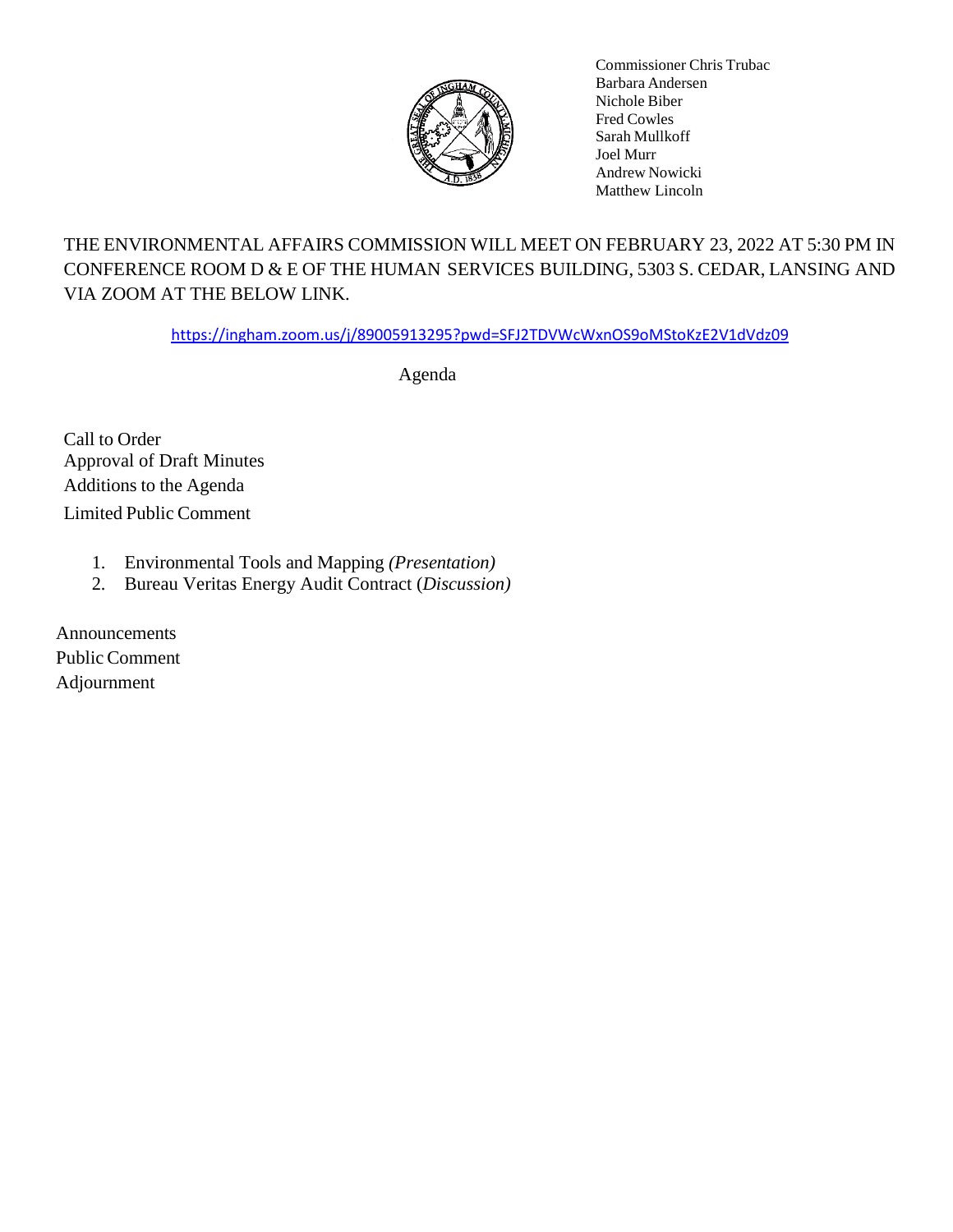Commissioner Chris Trubac
Barbara Andersen
Nichole Biber
Fred Cowles
Sarah Mullkoff
Joel Murr
Andrew Nowicki
Matthew Lincoln

THE ENVIRONMENTAL AFFAIRS COMMISSION WILL MEET ON FEBRUARY 23, 2022 AT 5:30 PM IN CONFERENCE ROOM D & E OF THE HUMAN SERVICES BUILDING, 5303 S. CEDAR, LANSING AND VIA ZOOM AT THE BELOW LINK.

https://ingham.zoom.us/j/89005913295?pwd=SFJ2TDVWcWxnOS9oMStoKzE2V1dVdz09

Agenda

Call to Order
Approval of Draft Minutes
Additions to the Agenda
Limited Public Comment

1. Environmental Tools and Mapping *(Presentation)*
2. Bureau Veritas Energy Audit Contract (*Discussion)*

Announcements
Public Comment
Adjournment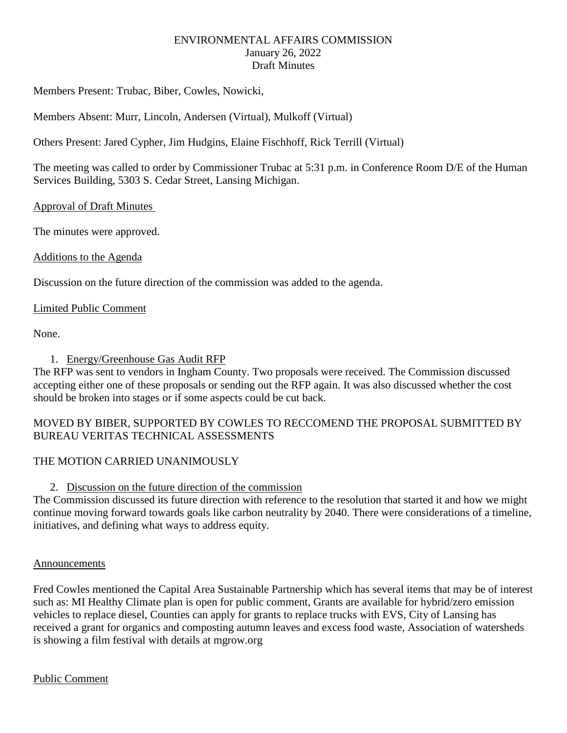ENVIRONMENTAL AFFAIRS COMMISSION
January 26, 2022
Draft Minutes

Members Present: Trubac, Biber, Cowles, Nowicki,

Members Absent: Murr, Lincoln, Andersen (Virtual), Mulkoff (Virtual)

Others Present: Jared Cypher, Jim Hudgins, Elaine Fischhoff, Rick Terrill (Virtual)

The meeting was called to order by Commissioner Trubac at 5:31 p.m. in Conference Room D/E of the Human Services Building, 5303 S. Cedar Street, Lansing Michigan.

Approval of Draft Minutes

The minutes were approved.

Additions to the Agenda

Discussion on the future direction of the commission was added to the agenda.

Limited Public Comment

None.

1. Energy/Greenhouse Gas Audit RFP

The RFP was sent to vendors in Ingham County. Two proposals were received. The Commission discussed accepting either one of these proposals or sending out the RFP again. It was also discussed whether the cost should be broken into stages or if some aspects could be cut back.

MOVED BY BIBER, SUPPORTED BY COWLES TO RECCOMEND THE PROPOSAL SUBMITTED BY BUREAU VERITAS TECHNICAL ASSESSMENTS

THE MOTION CARRIED UNANIMOUSLY

2. Discussion on the future direction of the commission

The Commission discussed its future direction with reference to the resolution that started it and how we might continue moving forward towards goals like carbon neutrality by 2040. There were considerations of a timeline, initiatives, and defining what ways to address equity.

Announcements

Fred Cowles mentioned the Capital Area Sustainable Partnership which has several items that may be of interest such as: MI Healthy Climate plan is open for public comment, Grants are available for hybrid/zero emission vehicles to replace diesel, Counties can apply for grants to replace trucks with EVS, City of Lansing has received a grant for organics and composting autumn leaves and excess food waste, Association of watersheds is showing a film festival with details at mgrow.org

Public Comment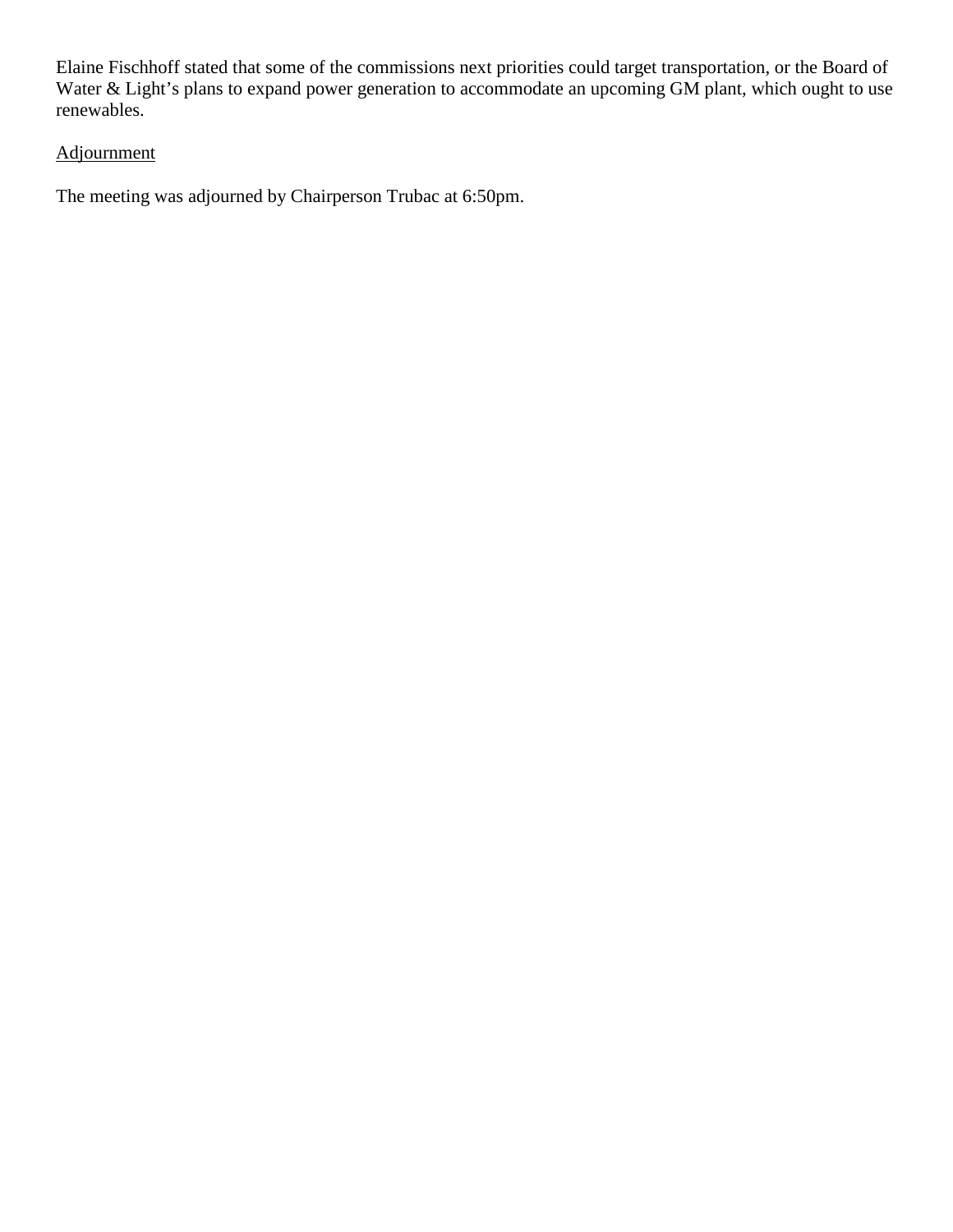Elaine Fischhoff stated that some of the commissions next priorities could target transportation, or the Board of Water & Light's plans to expand power generation to accommodate an upcoming GM plant, which ought to use renewables.

Adjournment

The meeting was adjourned by Chairperson Trubac at 6:50pm.